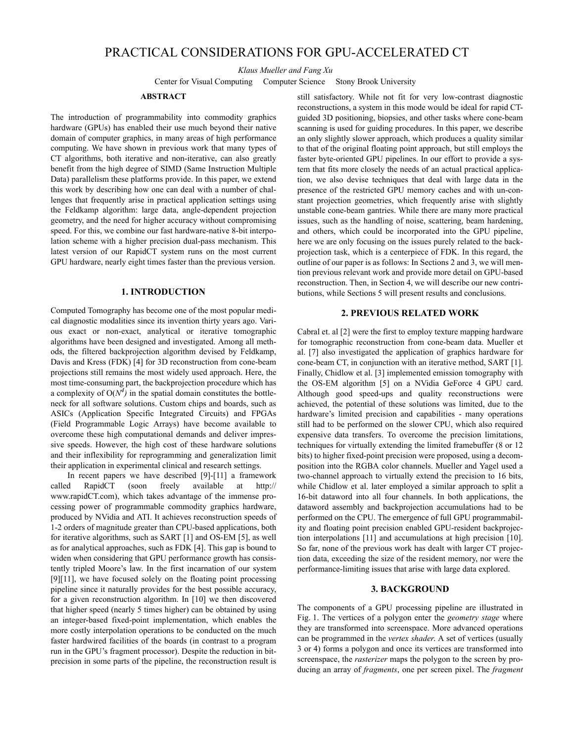# PRACTICAL CONSIDERATIONS FOR GPU-ACCELERATED CT

*Klaus Mueller and Fang Xu*

Center for Visual Computing Computer Science Stony Brook University

## ABSTRACT

The introduction of programmability into commodity graphics hardware (GPUs) has enabled their use much beyond their native domain of computer graphics, in many areas of high performance computing. We have shown in previous work that many types of CT algorithms, both iterative and non-iterative, can also greatly benefit from the high degree of SIMD (Same Instruction Multiple Data) parallelism these platforms provide. In this paper, we extend this work by describing how one can deal with a number of challenges that frequently arise in practical application settings using the Feldkamp algorithm: large data, angle-dependent projection geometry, and the need for higher accuracy without compromising speed. For this, we combine our fast hardware-native 8-bit interpolation scheme with a higher precision dual-pass mechanism. This latest version of our RapidCT system runs on the most current GPU hardware, nearly eight times faster than the previous version.

## 1. INTRODUCTION

Computed Tomography has become one of the most popular medical diagnostic modalities since its invention thirty years ago. Various exact or non-exact, analytical or iterative tomographic algorithms have been designed and investigated. Among all methods, the filtered backprojection algorithm devised by Feldkamp, Davis and Kress (FDK) [4] for 3D reconstruction from cone-beam projections still remains the most widely used approach. Here, the most time-consuming part, the backprojection procedure which has a complexity of $O(N^4)$ in the spatial domain constitutes the bottleneck for all software solutions. Custom chips and boards, such as ASICs (Application Specific Integrated Circuits) and FPGAs (Field Programmable Logic Arrays) have become available to overcome these high computational demands and deliver impressive speeds. However, the high cost of these hardware solutions and their inflexibility for reprogramming and generalization limit their application in experimental clinical and research settings.

In recent papers we have described [9]-[11] a framework called RapidCT (soon freely available at http://www.rapidCT.com), which takes advantage of the immense processing power of programmable commodity graphics hardware, produced by NVidia and ATI. It achieves reconstruction speeds of 1-2 orders of magnitude greater than CPU-based applications, both for iterative algorithms, such as SART [1] and OS-EM [5], as well as for analytical approaches, such as FDK [4]. This gap is bound to widen when considering that GPU performance growth has consistently tripled Moore's law. In the first incarnation of our system [9][11], we have focused solely on the floating point processing pipeline since it naturally provides for the best possible accuracy, for a given reconstruction algorithm. In [10] we then discovered that higher speed (nearly 5 times higher) can be obtained by using an integer-based fixed-point implementation, which enables the more costly interpolation operations to be conducted on the much faster hardwired facilities of the boards (in contrast to a program run in the GPU's fragment processor). Despite the reduction in bit-precision in some parts of the pipeline, the reconstruction result is still satisfactory. While not fit for very low-contrast diagnostic reconstructions, a system in this mode would be ideal for rapid CT-guided 3D positioning, biopsies, and other tasks where cone-beam scanning is used for guiding procedures. In this paper, we describe an only slightly slower approach, which produces a quality similar to that of the original floating point approach, but still employs the faster byte-oriented GPU pipelines. In our effort to provide a system that fits more closely the needs of an actual practical application, we also devise techniques that deal with large data in the presence of the restricted GPU memory caches and with un-constant projection geometries, which frequently arise with slightly unstable cone-beam gantries. While there are many more practical issues, such as the handling of noise, scattering, beam hardening, and others, which could be incorporated into the GPU pipeline, here we are only focusing on the issues purely related to the backprojection task, which is a centerpiece of FDK. In this regard, the outline of our paper is as follows: In Sections 2 and 3, we will mention previous relevant work and provide more detail on GPU-based reconstruction. Then, in Section 4, we will describe our new contributions, while Sections 5 will present results and conclusions.

## 2. PREVIOUS RELATED WORK

Cabral et. al [2] were the first to employ texture mapping hardware for tomographic reconstruction from cone-beam data. Mueller et al. [7] also investigated the application of graphics hardware for cone-beam CT, in conjunction with an iterative method, SART [1]. Finally, Chidlow et al. [3] implemented emission tomography with the OS-EM algorithm [5] on a NVidia GeForce 4 GPU card. Although good speed-ups and quality reconstructions were achieved, the potential of these solutions was limited, due to the hardware's limited precision and capabilities - many operations still had to be performed on the slower CPU, which also required expensive data transfers. To overcome the precision limitations, techniques for virtually extending the limited framebuffer (8 or 12 bits) to higher fixed-point precision were proposed, using a decomposition into the RGBA color channels. Mueller and Yagel used a two-channel approach to virtually extend the precision to 16 bits, while Chidlow et al. later employed a similar approach to split a 16-bit dataword into all four channels. In both applications, the dataword assembly and backprojection accumulations had to be performed on the CPU. The emergence of full GPU programmability and floating point precision enabled GPU-resident backprojection interpolations [11] and accumulations at high precision [10]. So far, none of the previous work has dealt with larger CT projection data, exceeding the size of the resident memory, nor were the performance-limiting issues that arise with large data explored.

## 3. BACKGROUND

The components of a GPU processing pipeline are illustrated in Fig. 1. The vertices of a polygon enter the *geometry stage* where they are transformed into screenspace. More advanced operations can be programmed in the *vertex shader*. A set of vertices (usually 3 or 4) forms a polygon and once its vertices are transformed into screenspace, the *rasterizer* maps the polygon to the screen by producing an array of *fragments*, one per screen pixel. The *fragment*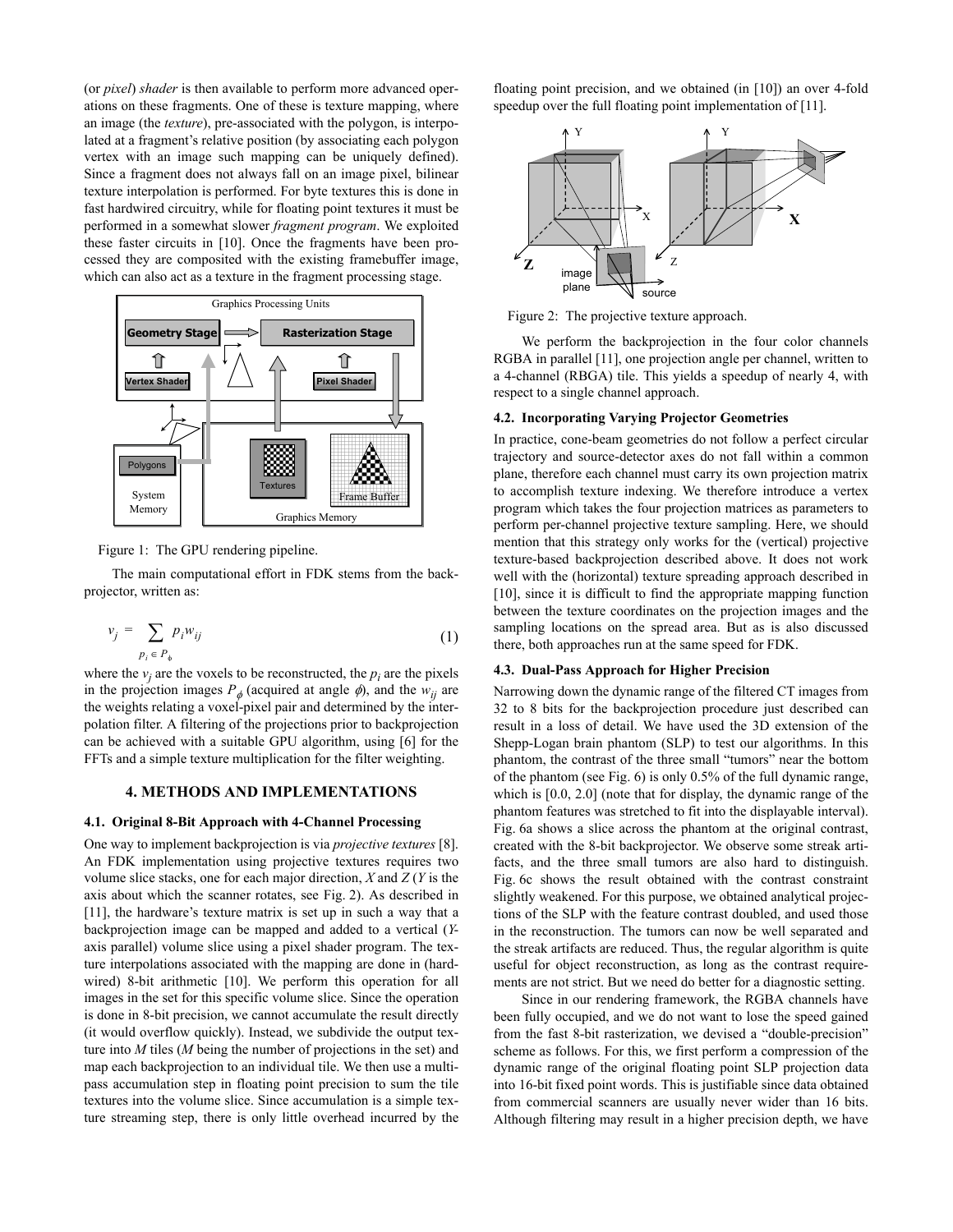(or *pixel*) *shader* is then available to perform more advanced operations on these fragments. One of these is texture mapping, where an image (the *texture*), pre-associated with the polygon, is interpolated at a fragment's relative position (by associating each polygon vertex with an image such mapping can be uniquely defined). Since a fragment does not always fall on an image pixel, bilinear texture interpolation is performed. For byte textures this is done in fast hardwired circuitry, while for floating point textures it must be performed in a somewhat slower *fragment program*. We exploited these faster circuits in [10]. Once the fragments have been processed they are composited with the existing framebuffer image, which can also act as a texture in the fragment processing stage.

Figure 1: The GPU rendering pipeline.

The main computational effort in FDK stems from the backprojector, written as:

$$v_j = \sum_{p_i \in P_\phi} p_i w_{ij} \tag{1}$$

where the $v_j$ are the voxels to be reconstructed, the $p_i$ are the pixels in the projection images $P_\phi$ (acquired at angle $\phi$), and the $w_{ij}$ are the weights relating a voxel-pixel pair and determined by the interpolation filter. A filtering of the projections prior to backprojection can be achieved with a suitable GPU algorithm, using [6] for the FFTs and a simple texture multiplication for the filter weighting.

## 4. METHODS AND IMPLEMENTATIONS

### 4.1. Original 8-Bit Approach with 4-Channel Processing

One way to implement backprojection is via *projective textures* [8]. An FDK implementation using projective textures requires two volume slice stacks, one for each major direction, *X* and *Z* (*Y* is the axis about which the scanner rotates, see Fig. 2). As described in [11], the hardware's texture matrix is set up in such a way that a backprojection image can be mapped and added to a vertical (*Y*-axis parallel) volume slice using a pixel shader program. The texture interpolations associated with the mapping are done in (hardwired) 8-bit arithmetic [10]. We perform this operation for all images in the set for this specific volume slice. Since the operation is done in 8-bit precision, we cannot accumulate the result directly (it would overflow quickly). Instead, we subdivide the output texture into *M* tiles (*M* being the number of projections in the set) and map each backprojection to an individual tile. We then use a multi-pass accumulation step in floating point precision to sum the tile textures into the volume slice. Since accumulation is a simple texture streaming step, there is only little overhead incurred by the floating point precision, and we obtained (in [10]) an over 4-fold speedup over the full floating point implementation of [11].

Figure 2: The projective texture approach.

We perform the backprojection in the four color channels RGBA in parallel [11], one projection angle per channel, written to a 4-channel (RBGA) tile. This yields a speedup of nearly 4, with respect to a single channel approach.

### 4.2. Incorporating Varying Projector Geometries

In practice, cone-beam geometries do not follow a perfect circular trajectory and source-detector axes do not fall within a common plane, therefore each channel must carry its own projection matrix to accomplish texture indexing. We therefore introduce a vertex program which takes the four projection matrices as parameters to perform per-channel projective texture sampling. Here, we should mention that this strategy only works for the (vertical) projective texture-based backprojection described above. It does not work well with the (horizontal) texture spreading approach described in [10], since it is difficult to find the appropriate mapping function between the texture coordinates on the projection images and the sampling locations on the spread area. But as is also discussed there, both approaches run at the same speed for FDK.

### 4.3. Dual-Pass Approach for Higher Precision

Narrowing down the dynamic range of the filtered CT images from 32 to 8 bits for the backprojection procedure just described can result in a loss of detail. We have used the 3D extension of the Shepp-Logan brain phantom (SLP) to test our algorithms. In this phantom, the contrast of the three small "tumors" near the bottom of the phantom (see Fig. 6) is only 0.5% of the full dynamic range, which is [0.0, 2.0] (note that for display, the dynamic range of the phantom features was stretched to fit into the displayable interval). Fig. 6a shows a slice across the phantom at the original contrast, created with the 8-bit backprojector. We observe some streak artifacts, and the three small tumors are also hard to distinguish. Fig. 6c shows the result obtained with the contrast constraint slightly weakened. For this purpose, we obtained analytical projections of the SLP with the feature contrast doubled, and used those in the reconstruction. The tumors can now be well separated and the streak artifacts are reduced. Thus, the regular algorithm is quite useful for object reconstruction, as long as the contrast requirements are not strict. But we need do better for a diagnostic setting.

Since in our rendering framework, the RGBA channels have been fully occupied, and we do not want to lose the speed gained from the fast 8-bit rasterization, we devised a "double-precision" scheme as follows. For this, we first perform a compression of the dynamic range of the original floating point SLP projection data into 16-bit fixed point words. This is justifiable since data obtained from commercial scanners are usually never wider than 16 bits. Although filtering may result in a higher precision depth, we have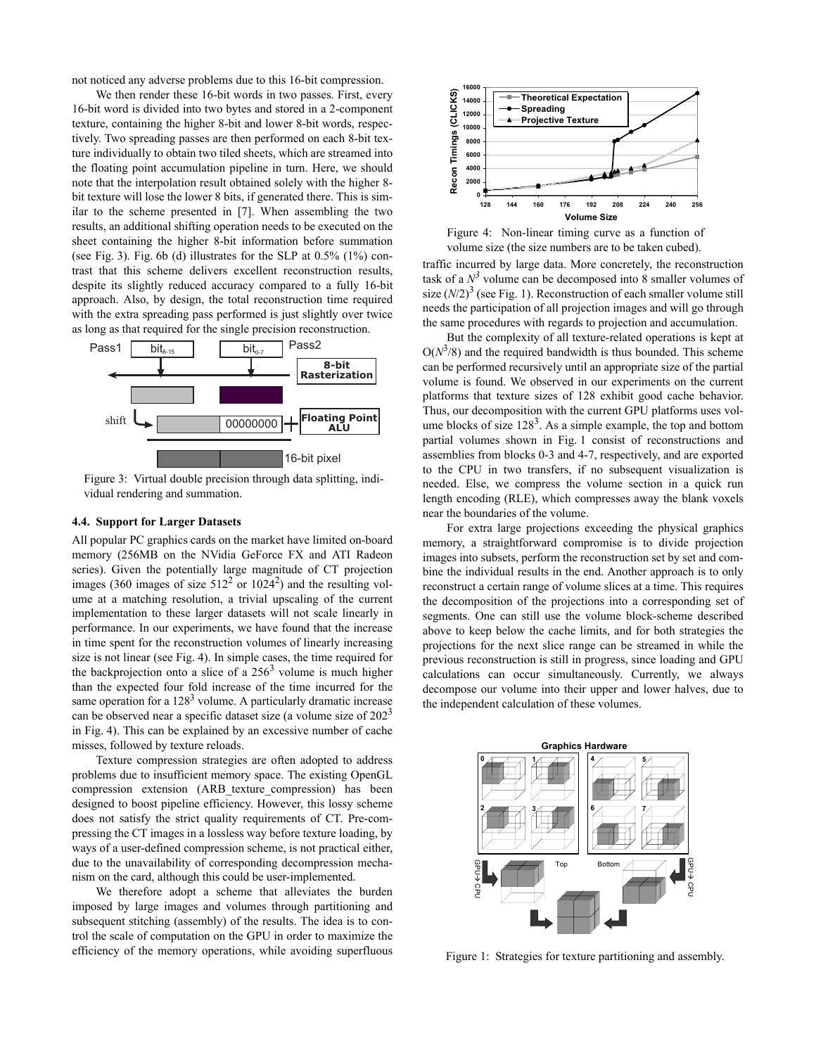not noticed any adverse problems due to this 16-bit compression.

We then render these 16-bit words in two passes. First, every 16-bit word is divided into two bytes and stored in a 2-component texture, containing the higher 8-bit and lower 8-bit words, respectively. Two spreading passes are then performed on each 8-bit texture individually to obtain two tiled sheets, which are streamed into the floating point accumulation pipeline in turn. Here, we should note that the interpolation result obtained solely with the higher 8-bit texture will lose the lower 8 bits, if generated there. This is similar to the scheme presented in [7]. When assembling the two results, an additional shifting operation needs to be executed on the sheet containing the higher 8-bit information before summation (see Fig. 3). Fig. 6b (d) illustrates for the SLP at 0.5% (1%) contrast that this scheme delivers excellent reconstruction results, despite its slightly reduced accuracy compared to a fully 16-bit approach. Also, by design, the total reconstruction time required with the extra spreading pass performed is just slightly over twice as long as that required for the single precision reconstruction.

Figure 3: Virtual double precision through data splitting, individual rendering and summation.

### 4.4. Support for Larger Datasets

All popular PC graphics cards on the market have limited on-board memory (256MB on the NVidia GeForce FX and ATI Radeon series). Given the potentially large magnitude of CT projection images (360 images of size $512^2$ or $1024^2$) and the resulting volume at a matching resolution, a trivial upscaling of the current implementation to these larger datasets will not scale linearly in performance. In our experiments, we have found that the increase in time spent for the reconstruction volumes of linearly increasing size is not linear (see Fig. 4). In simple cases, the time required for the backprojection onto a slice of a $256^3$ volume is much higher than the expected four fold increase of the time incurred for the same operation for a $128^3$ volume. A particularly dramatic increase can be observed near a specific dataset size (a volume size of $202^3$ in Fig. 4). This can be explained by an excessive number of cache misses, followed by texture reloads.

Texture compression strategies are often adopted to address problems due to insufficient memory space. The existing OpenGL compression extension (ARB_texture_compression) has been designed to boost pipeline efficiency. However, this lossy scheme does not satisfy the strict quality requirements of CT. Pre-compressing the CT images in a lossless way before texture loading, by ways of a user-defined compression scheme, is not practical either, due to the unavailability of corresponding decompression mechanism on the card, although this could be user-implemented.

We therefore adopt a scheme that alleviates the burden imposed by large images and volumes through partitioning and subsequent stitching (assembly) of the results. The idea is to control the scale of computation on the GPU in order to maximize the efficiency of the memory operations, while avoiding superfluous traffic incurred by large data. More concretely, the reconstruction task of a $N^3$ volume can be decomposed into 8 smaller volumes of size $(N/2)^3$ (see Fig. 1). Reconstruction of each smaller volume still needs the participation of all projection images and will go through the same procedures with regards to projection and accumulation.

Figure 4: Non-linear timing curve as a function of volume size (the size numbers are to be taken cubed).

But the complexity of all texture-related operations is kept at $O(N^3/8)$ and the required bandwidth is thus bounded. This scheme can be performed recursively until an appropriate size of the partial volume is found. We observed in our experiments on the current platforms that texture sizes of 128 exhibit good cache behavior. Thus, our decomposition with the current GPU platforms uses volume blocks of size $128^3$. As a simple example, the top and bottom partial volumes shown in Fig. 1 consist of reconstructions and assemblies from blocks 0-3 and 4-7, respectively, and are exported to the CPU in two transfers, if no subsequent visualization is needed. Else, we compress the volume section in a quick run length encoding (RLE), which compresses away the blank voxels near the boundaries of the volume.

For extra large projections exceeding the physical graphics memory, a straightforward compromise is to divide projection images into subsets, perform the reconstruction set by set and combine the individual results in the end. Another approach is to only reconstruct a certain range of volume slices at a time. This requires the decomposition of the projections into a corresponding set of segments. One can still use the volume block-scheme described above to keep below the cache limits, and for both strategies the projections for the next slice range can be streamed in while the previous reconstruction is still in progress, since loading and GPU calculations can occur simultaneously. Currently, we always decompose our volume into their upper and lower halves, due to the independent calculation of these volumes.

Figure 1: Strategies for texture partitioning and assembly.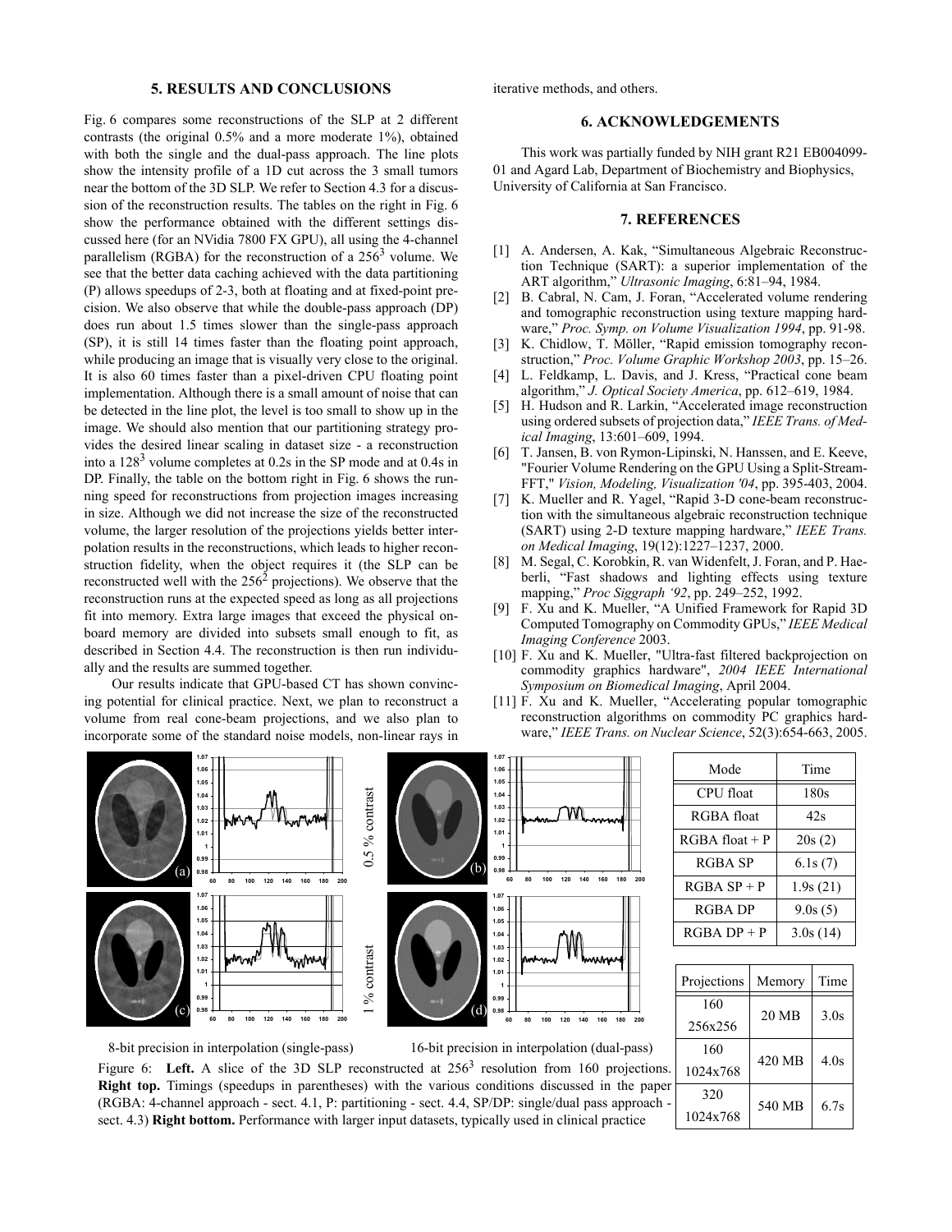## 5. RESULTS AND CONCLUSIONS

Fig. 6 compares some reconstructions of the SLP at 2 different contrasts (the original 0.5% and a more moderate 1%), obtained with both the single and the dual-pass approach. The line plots show the intensity profile of a 1D cut across the 3 small tumors near the bottom of the 3D SLP. We refer to Section 4.3 for a discussion of the reconstruction results. The tables on the right in Fig. 6 show the performance obtained with the different settings discussed here (for an NVidia 7800 FX GPU), all using the 4-channel parallelism (RGBA) for the reconstruction of a $256^3$ volume. We see that the better data caching achieved with the data partitioning (P) allows speedups of 2-3, both at floating and at fixed-point precision. We also observe that while the double-pass approach (DP) does run about 1.5 times slower than the single-pass approach (SP), it is still 14 times faster than the floating point approach, while producing an image that is visually very close to the original. It is also 60 times faster than a pixel-driven CPU floating point implementation. Although there is a small amount of noise that can be detected in the line plot, the level is too small to show up in the image. We should also mention that our partitioning strategy provides the desired linear scaling in dataset size - a reconstruction into a $128^3$ volume completes at 0.2s in the SP mode and at 0.4s in DP. Finally, the table on the bottom right in Fig. 6 shows the running speed for reconstructions from projection images increasing in size. Although we did not increase the size of the reconstructed volume, the larger resolution of the projections yields better interpolation results in the reconstructions, which leads to higher reconstruction fidelity, when the object requires it (the SLP can be reconstructed well with the $256^2$ projections). We observe that the reconstruction runs at the expected speed as long as all projections fit into memory. Extra large images that exceed the physical onboard memory are divided into subsets small enough to fit, as described in Section 4.4. The reconstruction is then run individually and the results are summed together.

Our results indicate that GPU-based CT has shown convincing potential for clinical practice. Next, we plan to reconstruct a volume from real cone-beam projections, and we also plan to incorporate some of the standard noise models, non-linear rays in iterative methods, and others.

## 6. ACKNOWLEDGEMENTS

This work was partially funded by NIH grant R21 EB004099-01 and Agard Lab, Department of Biochemistry and Biophysics, University of California at San Francisco.

## 7. REFERENCES

[1] A. Andersen, A. Kak, "Simultaneous Algebraic Reconstruction Technique (SART): a superior implementation of the ART algorithm," *Ultrasonic Imaging*, 6:81–94, 1984.

[2] B. Cabral, N. Cam, J. Foran, "Accelerated volume rendering and tomographic reconstruction using texture mapping hardware," *Proc. Symp. on Volume Visualization 1994*, pp. 91-98.

[3] K. Chidlow, T. Möller, "Rapid emission tomography reconstruction," *Proc. Volume Graphic Workshop 2003*, pp. 15–26.

[4] L. Feldkamp, L. Davis, and J. Kress, "Practical cone beam algorithm," *J. Optical Society America*, pp. 612–619, 1984.

[5] H. Hudson and R. Larkin, "Accelerated image reconstruction using ordered subsets of projection data," *IEEE Trans. of Medical Imaging*, 13:601–609, 1994.

[6] T. Jansen, B. von Rymon-Lipinski, N. Hanssen, and E. Keeve, "Fourier Volume Rendering on the GPU Using a Split-Stream-FFT," *Vision, Modeling, Visualization '04*, pp. 395-403, 2004.

[7] K. Mueller and R. Yagel, "Rapid 3-D cone-beam reconstruction with the simultaneous algebraic reconstruction technique (SART) using 2-D texture mapping hardware," *IEEE Trans. on Medical Imaging*, 19(12):1227–1237, 2000.

[8] M. Segal, C. Korobkin, R. van Widenfelt, J. Foran, and P. Haeberli, "Fast shadows and lighting effects using texture mapping," *Proc Siggraph '92*, pp. 249–252, 1992.

[9] F. Xu and K. Mueller, "A Unified Framework for Rapid 3D Computed Tomography on Commodity GPUs," *IEEE Medical Imaging Conference* 2003.

[10] F. Xu and K. Mueller, "Ultra-fast filtered backprojection on commodity graphics hardware", *2004 IEEE International Symposium on Biomedical Imaging*, April 2004.

[11] F. Xu and K. Mueller, "Accelerating popular tomographic reconstruction algorithms on commodity PC graphics hardware," *IEEE Trans. on Nuclear Science*, 52(3):654-663, 2005.

0.5 % contrast

1 % contrast

(a) (b) (c) (d)

8-bit precision in interpolation (single-pass)

16-bit precision in interpolation (dual-pass)

| Mode | Time |
|---|---|
| CPU float | 180s |
| RGBA float | 42s |
| RGBA float + P | 20s (2) |
| RGBA SP | 6.1s (7) |
| RGBA SP + P | 1.9s (21) |
| RGBA DP | 9.0s (5) |
| RGBA DP + P | 3.0s (14) |

| Projections | Memory | Time |
|---|---|---|
| 160 256x256 | 20 MB | 3.0s |
| 160 1024x768 | 420 MB | 4.0s |
| 320 1024x768 | 540 MB | 6.7s |

Figure 6: **Left.** A slice of the 3D SLP reconstructed at $256^3$ resolution from 160 projections. **Right top.** Timings (speedups in parentheses) with the various conditions discussed in the paper (RGBA: 4-channel approach - sect. 4.1, P: partitioning - sect. 4.4, SP/DP: single/dual pass approach - sect. 4.3) **Right bottom.** Performance with larger input datasets, typically used in clinical practice